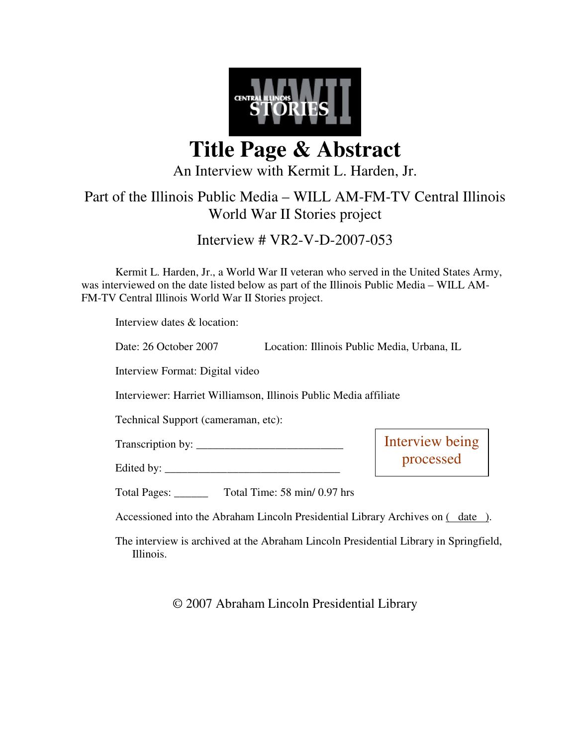CENTRAL ILLINOIS WWII STORIES

# Title Page & Abstract

An Interview with Kermit L. Harden, Jr.

Part of the Illinois Public Media – WILL AM-FM-TV Central Illinois World War II Stories project

Interview # VR2-V-D-2007-053

Kermit L. Harden, Jr., a World War II veteran who served in the United States Army, was interviewed on the date listed below as part of the Illinois Public Media – WILL AM-FM-TV Central Illinois World War II Stories project.

Interview dates & location:

Date: 26 October 2007 Location: Illinois Public Media, Urbana, IL

Interview Format: Digital video

Interviewer: Harriet Williamson, Illinois Public Media affiliate

Technical Support (cameraman, etc):

Transcription by: ___________________________

Edited by: ________________________________

Interview being processed

Total Pages: ______ Total Time: 58 min/ 0.97 hrs

Accessioned into the Abraham Lincoln Presidential Library Archives on ( date ).

The interview is archived at the Abraham Lincoln Presidential Library in Springfield, Illinois.

© 2007 Abraham Lincoln Presidential Library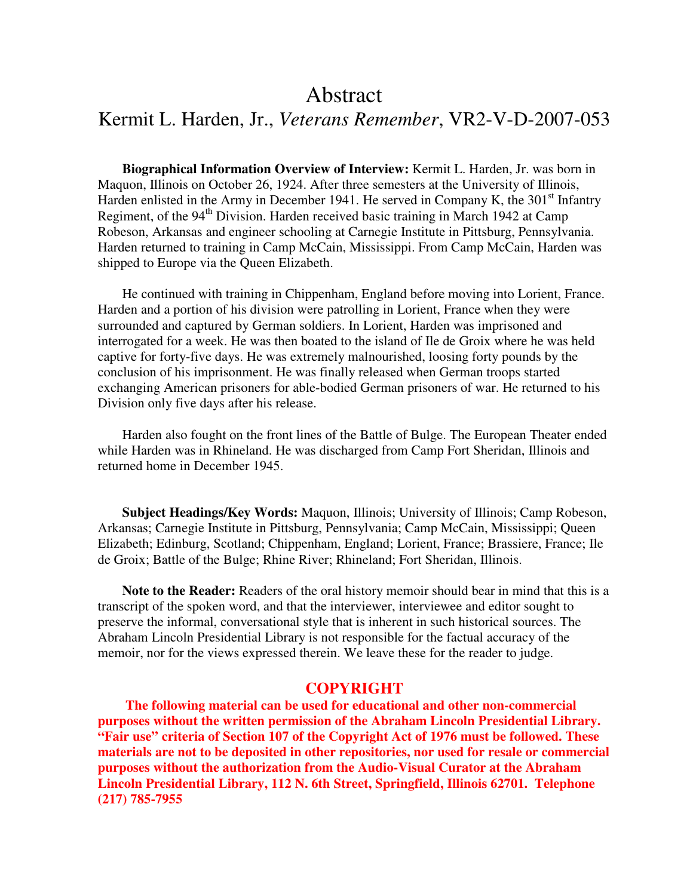# Abstract

## Kermit L. Harden, Jr., *Veterans Remember*, VR2-V-D-2007-053

**Biographical Information Overview of Interview:** Kermit L. Harden, Jr. was born in Maquon, Illinois on October 26, 1924. After three semesters at the University of Illinois, Harden enlisted in the Army in December 1941. He served in Company K, the 301st Infantry Regiment, of the 94th Division. Harden received basic training in March 1942 at Camp Robeson, Arkansas and engineer schooling at Carnegie Institute in Pittsburg, Pennsylvania. Harden returned to training in Camp McCain, Mississippi. From Camp McCain, Harden was shipped to Europe via the Queen Elizabeth.

He continued with training in Chippenham, England before moving into Lorient, France. Harden and a portion of his division were patrolling in Lorient, France when they were surrounded and captured by German soldiers. In Lorient, Harden was imprisoned and interrogated for a week. He was then boated to the island of Ile de Groix where he was held captive for forty-five days. He was extremely malnourished, loosing forty pounds by the conclusion of his imprisonment. He was finally released when German troops started exchanging American prisoners for able-bodied German prisoners of war. He returned to his Division only five days after his release.

Harden also fought on the front lines of the Battle of Bulge. The European Theater ended while Harden was in Rhineland. He was discharged from Camp Fort Sheridan, Illinois and returned home in December 1945.

**Subject Headings/Key Words:** Maquon, Illinois; University of Illinois; Camp Robeson, Arkansas; Carnegie Institute in Pittsburg, Pennsylvania; Camp McCain, Mississippi; Queen Elizabeth; Edinburg, Scotland; Chippenham, England; Lorient, France; Brassiere, France; Ile de Groix; Battle of the Bulge; Rhine River; Rhineland; Fort Sheridan, Illinois.

**Note to the Reader:** Readers of the oral history memoir should bear in mind that this is a transcript of the spoken word, and that the interviewer, interviewee and editor sought to preserve the informal, conversational style that is inherent in such historical sources. The Abraham Lincoln Presidential Library is not responsible for the factual accuracy of the memoir, nor for the views expressed therein. We leave these for the reader to judge.

**COPYRIGHT**

**The following material can be used for educational and other non-commercial purposes without the written permission of the Abraham Lincoln Presidential Library. "Fair use" criteria of Section 107 of the Copyright Act of 1976 must be followed. These materials are not to be deposited in other repositories, nor used for resale or commercial purposes without the authorization from the Audio-Visual Curator at the Abraham Lincoln Presidential Library, 112 N. 6th Street, Springfield, Illinois 62701. Telephone (217) 785-7955**